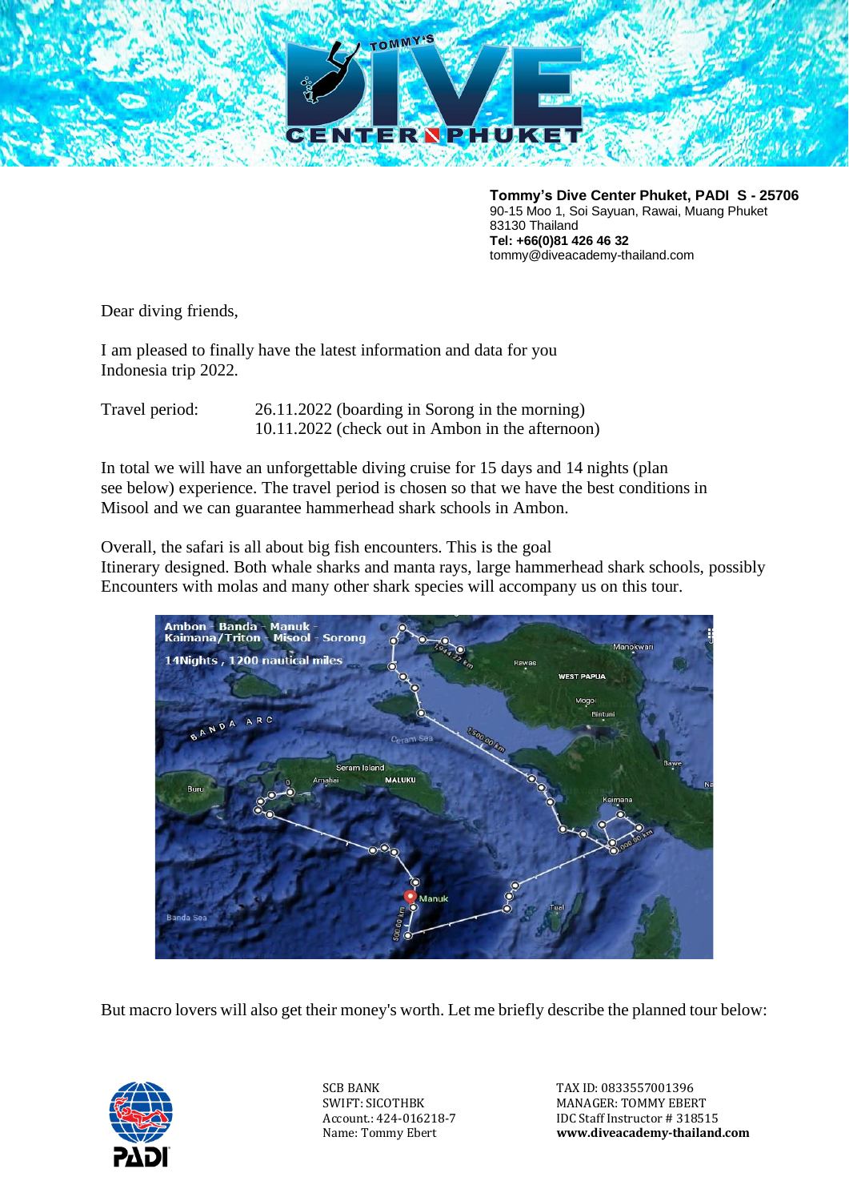**Tommy's Dive Center Phuket, PADI S - 25706**
90-15 Moo 1, Soi Sayuan, Rawai, Muang Phuket
83130 Thailand
**Tel: +66(0)81 426 46 32**
tommy@diveacademy-thailand.com

Dear diving friends,

I am pleased to finally have the latest information and data for you
Indonesia trip 2022.

Travel period: 26.11.2022 (boarding in Sorong in the morning)
10.11.2022 (check out in Ambon in the afternoon)

In total we will have an unforgettable diving cruise for 15 days and 14 nights (plan see below) experience. The travel period is chosen so that we have the best conditions in Misool and we can guarantee hammerhead shark schools in Ambon.

Overall, the safari is all about big fish encounters. This is the goal
Itinerary designed. Both whale sharks and manta rays, large hammerhead shark schools, possibly Encounters with molas and many other shark species will accompany us on this tour.

But macro lovers will also get their money's worth. Let me briefly describe the planned tour below:

SCB BANK
SWIFT: SICOTHBK
Account.: 424-016218-7
Name: Tommy Ebert

TAX ID: 0833557001396
MANAGER: TOMMY EBERT
IDC Staff Instructor # 318515
**www.diveacademy-thailand.com**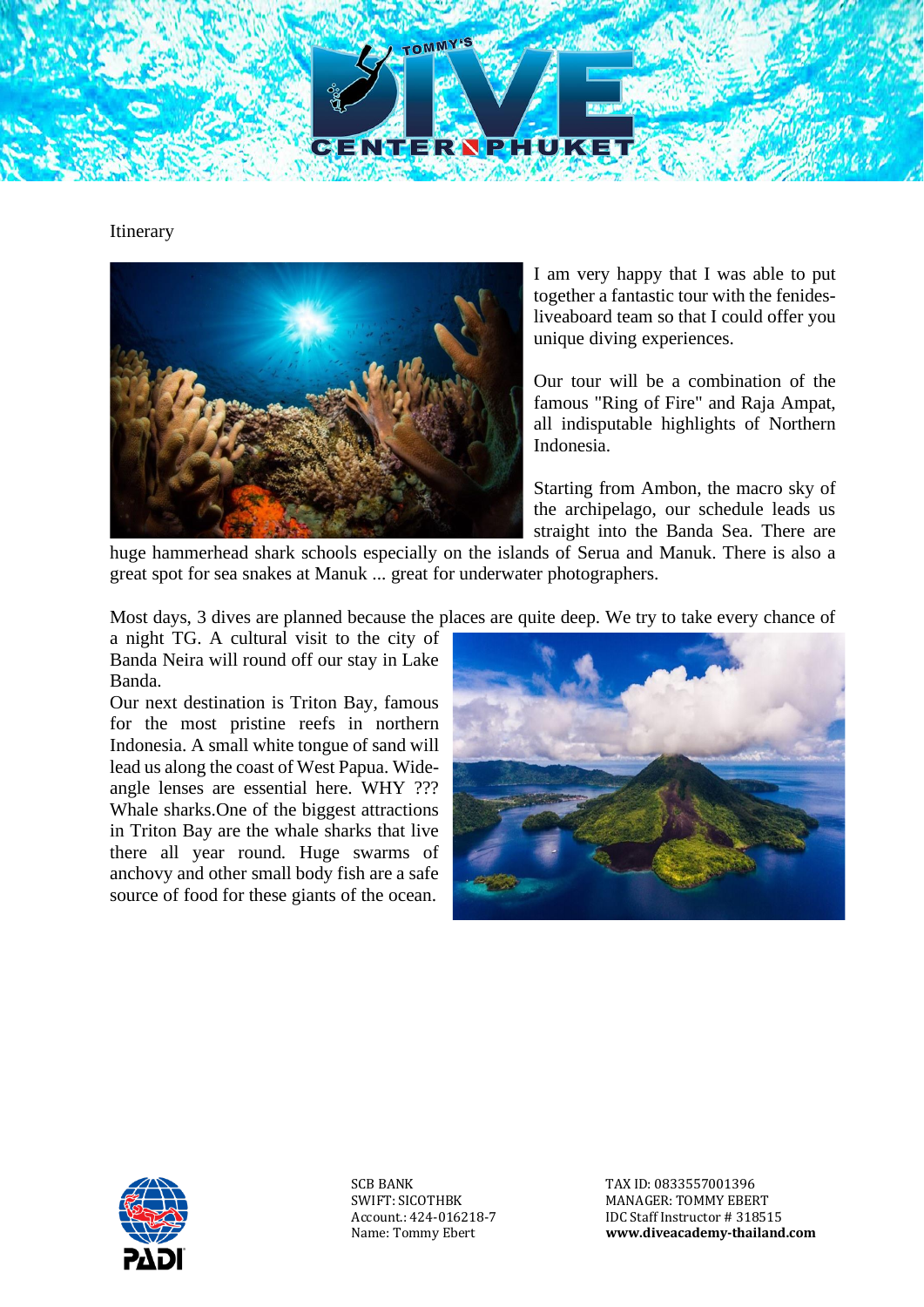Itinerary

I am very happy that I was able to put together a fantastic tour with the fenides-liveaboard team so that I could offer you unique diving experiences.

Our tour will be a combination of the famous "Ring of Fire" and Raja Ampat, all indisputable highlights of Northern Indonesia.

Starting from Ambon, the macro sky of the archipelago, our schedule leads us straight into the Banda Sea. There are huge hammerhead shark schools especially on the islands of Serua and Manuk. There is also a great spot for sea snakes at Manuk ... great for underwater photographers.

Most days, 3 dives are planned because the places are quite deep. We try to take every chance of a night TG. A cultural visit to the city of Banda Neira will round off our stay in Lake Banda.

Our next destination is Triton Bay, famous for the most pristine reefs in northern Indonesia. A small white tongue of sand will lead us along the coast of West Papua. Wide-angle lenses are essential here. WHY ??? Whale sharks.One of the biggest attractions in Triton Bay are the whale sharks that live there all year round. Huge swarms of anchovy and other small body fish are a safe source of food for these giants of the ocean.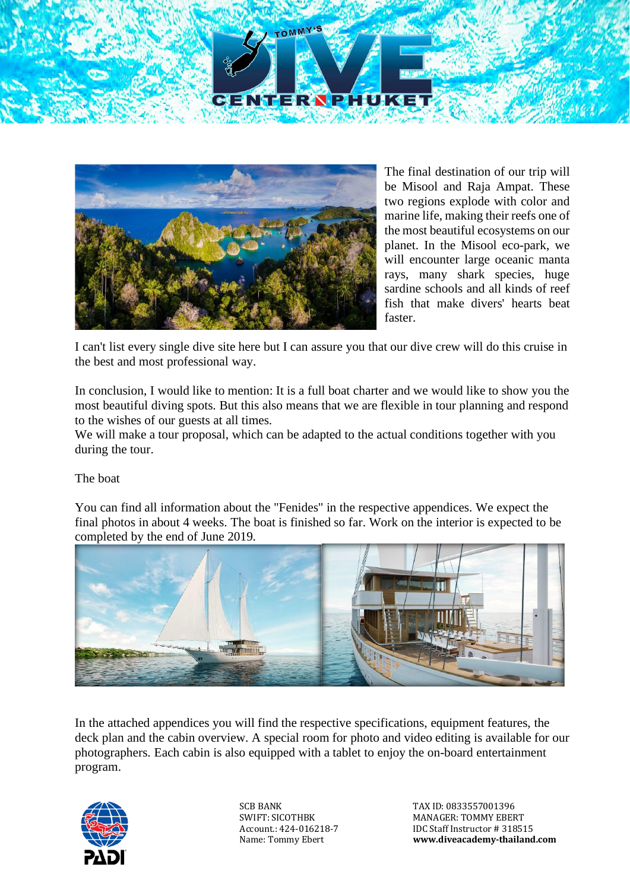The final destination of our trip will be Misool and Raja Ampat. These two regions explode with color and marine life, making their reefs one of the most beautiful ecosystems on our planet. In the Misool eco-park, we will encounter large oceanic manta rays, many shark species, huge sardine schools and all kinds of reef fish that make divers' hearts beat faster.

I can't list every single dive site here but I can assure you that our dive crew will do this cruise in the best and most professional way.

In conclusion, I would like to mention: It is a full boat charter and we would like to show you the most beautiful diving spots. But this also means that we are flexible in tour planning and respond to the wishes of our guests at all times.
We will make a tour proposal, which can be adapted to the actual conditions together with you during the tour.

The boat

You can find all information about the "Fenides" in the respective appendices. We expect the final photos in about 4 weeks. The boat is finished so far. Work on the interior is expected to be completed by the end of June 2019.

In the attached appendices you will find the respective specifications, equipment features, the deck plan and the cabin overview. A special room for photo and video editing is available for our photographers. Each cabin is also equipped with a tablet to enjoy the on-board entertainment program.

SCB BANK
SWIFT: SICOTHBK
Account.: 424-016218-7
Name: Tommy Ebert

TAX ID: 0833557001396
MANAGER: TOMMY EBERT
IDC Staff Instructor # 318515
**www.diveacademy-thailand.com**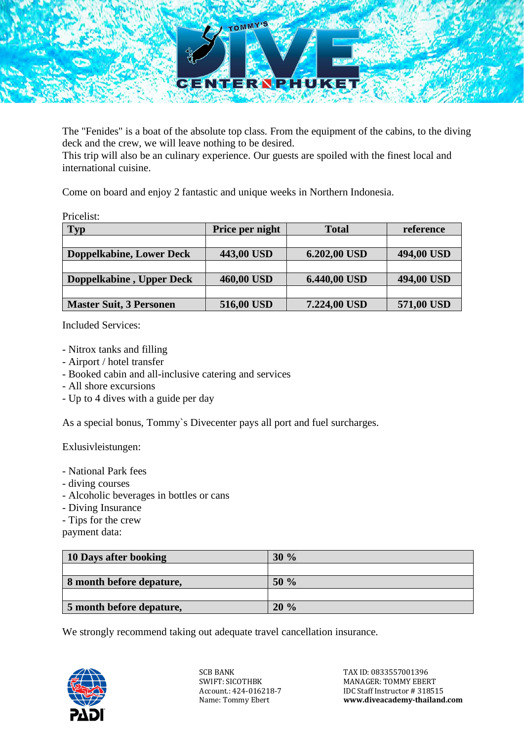The "Fenides" is a boat of the absolute top class. From the equipment of the cabins, to the diving deck and the crew, we will leave nothing to be desired.
This trip will also be an culinary experience. Our guests are spoiled with the finest local and international cuisine.

Come on board and enjoy 2 fantastic and unique weeks in Northern Indonesia.

Pricelist:

| Typ | Price per night | Total | reference |
|---|---|---|---|
| | | | |
| **Doppelkabine, Lower Deck** | **443,00 USD** | **6.202,00 USD** | **494,00 USD** |
| | | | |
| **Doppelkabine , Upper Deck** | **460,00 USD** | **6.440,00 USD** | **494,00 USD** |
| | | | |
| **Master Suit, 3 Personen** | **516,00 USD** | **7.224,00 USD** | **571,00 USD** |

Included Services:

- Nitrox tanks and filling
- Airport / hotel transfer
- Booked cabin and all-inclusive catering and services
- All shore excursions
- Up to 4 dives with a guide per day

As a special bonus, Tommy`s Divecenter pays all port and fuel surcharges.

Exlusivleistungen:

- National Park fees
- diving courses
- Alcoholic beverages in bottles or cans
- Diving Insurance
- Tips for the crew

payment data:

| **10 Days after booking** | **30 %** |
|---|---|
| | |
| **8 month before depature,** | **50 %** |
| | |
| **5 month before depature,** | **20 %** |

We strongly recommend taking out adequate travel cancellation insurance.

SCB BANK
SWIFT: SICOTHBK
Account.: 424-016218-7
Name: Tommy Ebert

TAX ID: 0833557001396
MANAGER: TOMMY EBERT
IDC Staff Instructor # 318515
**www.diveacademy-thailand.com**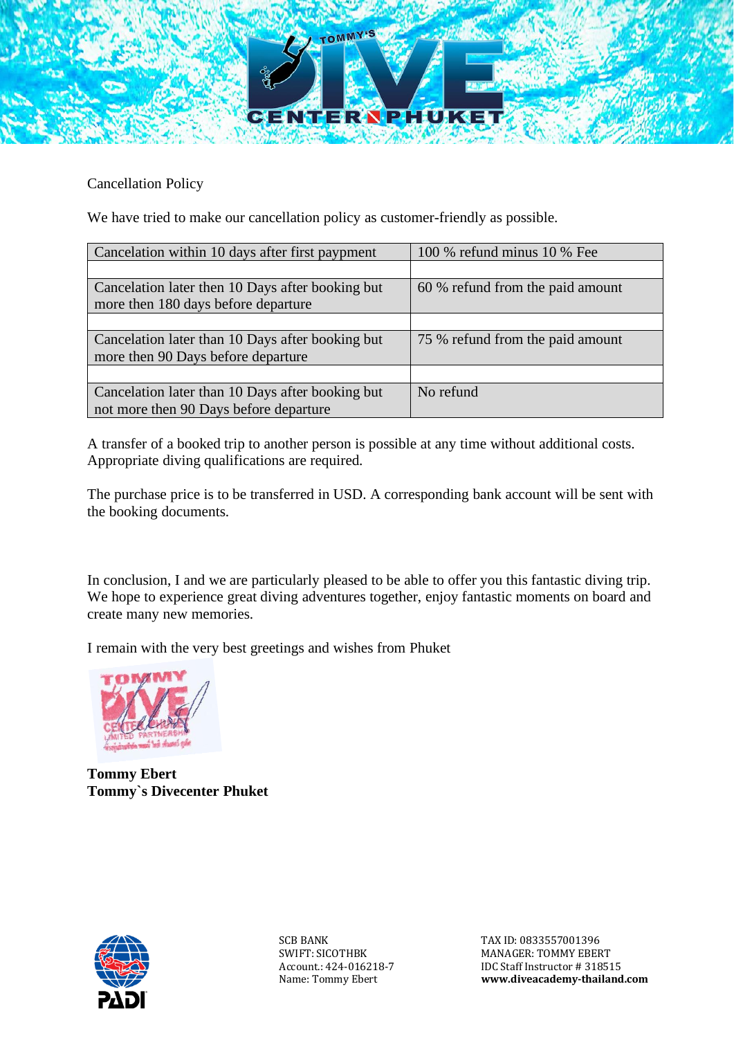Cancellation Policy

We have tried to make our cancellation policy as customer-friendly as possible.

| | |
|---|---|
| Cancelation within 10 days after first paypment | 100 % refund minus 10 % Fee |
| | |
| Cancelation later then 10 Days after booking but more then 180 days before departure | 60 % refund from the paid amount |
| | |
| Cancelation later than 10 Days after booking but more then 90 Days before departure | 75 % refund from the paid amount |
| | |
| Cancelation later than 10 Days after booking but not more then 90 Days before departure | No refund |

A transfer of a booked trip to another person is possible at any time without additional costs. Appropriate diving qualifications are required.

The purchase price is to be transferred in USD. A corresponding bank account will be sent with the booking documents.

In conclusion, I and we are particularly pleased to be able to offer you this fantastic diving trip. We hope to experience great diving adventures together, enjoy fantastic moments on board and create many new memories.

I remain with the very best greetings and wishes from Phuket

**Tommy Ebert**
**Tommy`s Divecenter Phuket**

SCB BANK
SWIFT: SICOTHBK
Account.: 424-016218-7
Name: Tommy Ebert

TAX ID: 0833557001396
MANAGER: TOMMY EBERT
IDC Staff Instructor # 318515
**www.diveacademy-thailand.com**